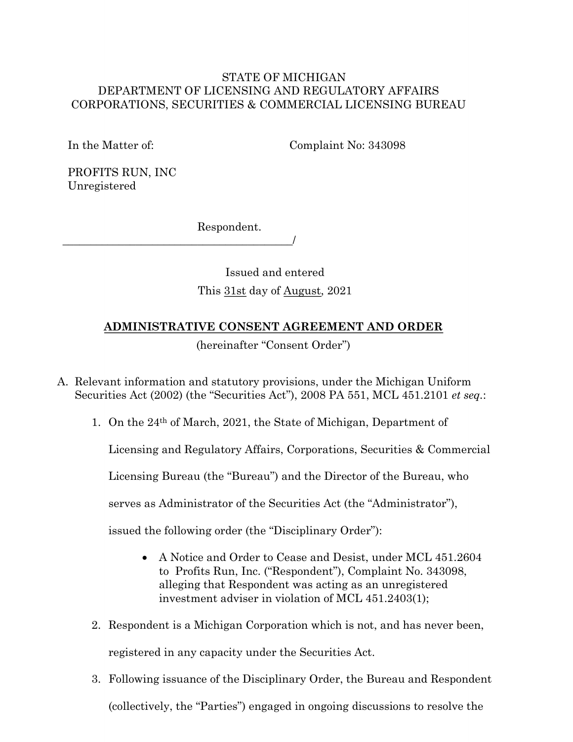STATE OF MICHIGAN
DEPARTMENT OF LICENSING AND REGULATORY AFFAIRS
CORPORATIONS, SECURITIES & COMMERCIAL LICENSING BUREAU

In the Matter of: Complaint No: 343098

PROFITS RUN, INC
Unregistered

Respondent.
\_\_\_\_\_\_\_\_\_\_\_\_\_\_\_\_\_\_\_\_\_\_\_\_\_\_\_\_\_\_\_\_\_\_\_\_\_\_\_\_\_\_/

Issued and entered
This 31st day of August, 2021

## ADMINISTRATIVE CONSENT AGREEMENT AND ORDER

(hereinafter "Consent Order")

A. Relevant information and statutory provisions, under the Michigan Uniform Securities Act (2002) (the "Securities Act"), 2008 PA 551, MCL 451.2101 *et seq.*:

1. On the 24th of March, 2021, the State of Michigan, Department of Licensing and Regulatory Affairs, Corporations, Securities & Commercial Licensing Bureau (the "Bureau") and the Director of the Bureau, who serves as Administrator of the Securities Act (the "Administrator"), issued the following order (the "Disciplinary Order"):

   - A Notice and Order to Cease and Desist, under MCL 451.2604 to Profits Run, Inc. ("Respondent"), Complaint No. 343098, alleging that Respondent was acting as an unregistered investment adviser in violation of MCL 451.2403(1);

2. Respondent is a Michigan Corporation which is not, and has never been, registered in any capacity under the Securities Act.

3. Following issuance of the Disciplinary Order, the Bureau and Respondent (collectively, the "Parties") engaged in ongoing discussions to resolve the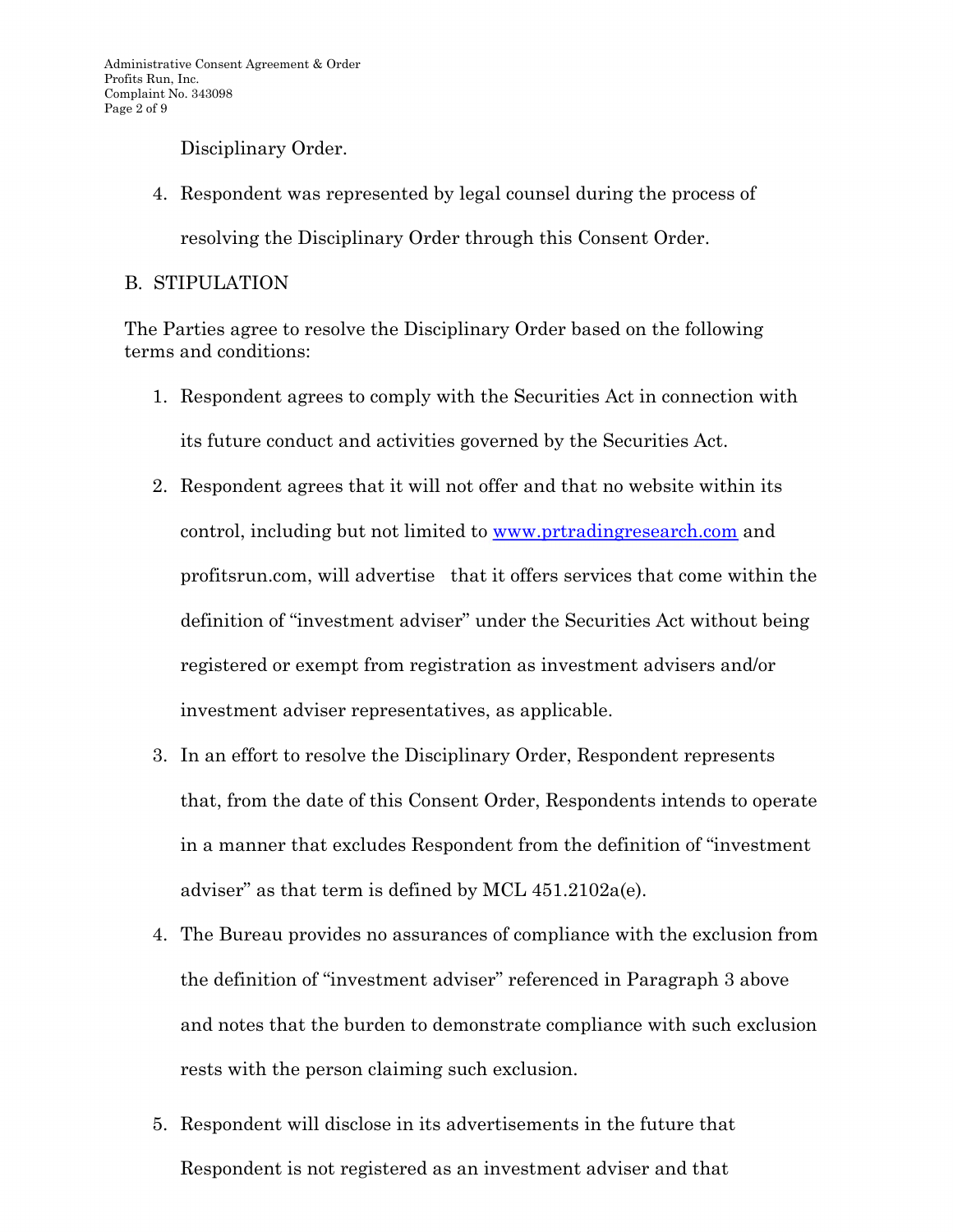Disciplinary Order.

4. Respondent was represented by legal counsel during the process of resolving the Disciplinary Order through this Consent Order.

B. STIPULATION

The Parties agree to resolve the Disciplinary Order based on the following terms and conditions:

1. Respondent agrees to comply with the Securities Act in connection with its future conduct and activities governed by the Securities Act.
2. Respondent agrees that it will not offer and that no website within its control, including but not limited to www.prtradingresearch.com and profitsrun.com, will advertise  that it offers services that come within the definition of "investment adviser" under the Securities Act without being registered or exempt from registration as investment advisers and/or investment adviser representatives, as applicable.
3. In an effort to resolve the Disciplinary Order, Respondent represents that, from the date of this Consent Order, Respondents intends to operate in a manner that excludes Respondent from the definition of "investment adviser" as that term is defined by MCL 451.2102a(e).
4. The Bureau provides no assurances of compliance with the exclusion from the definition of "investment adviser" referenced in Paragraph 3 above and notes that the burden to demonstrate compliance with such exclusion rests with the person claiming such exclusion.
5. Respondent will disclose in its advertisements in the future that Respondent is not registered as an investment adviser and that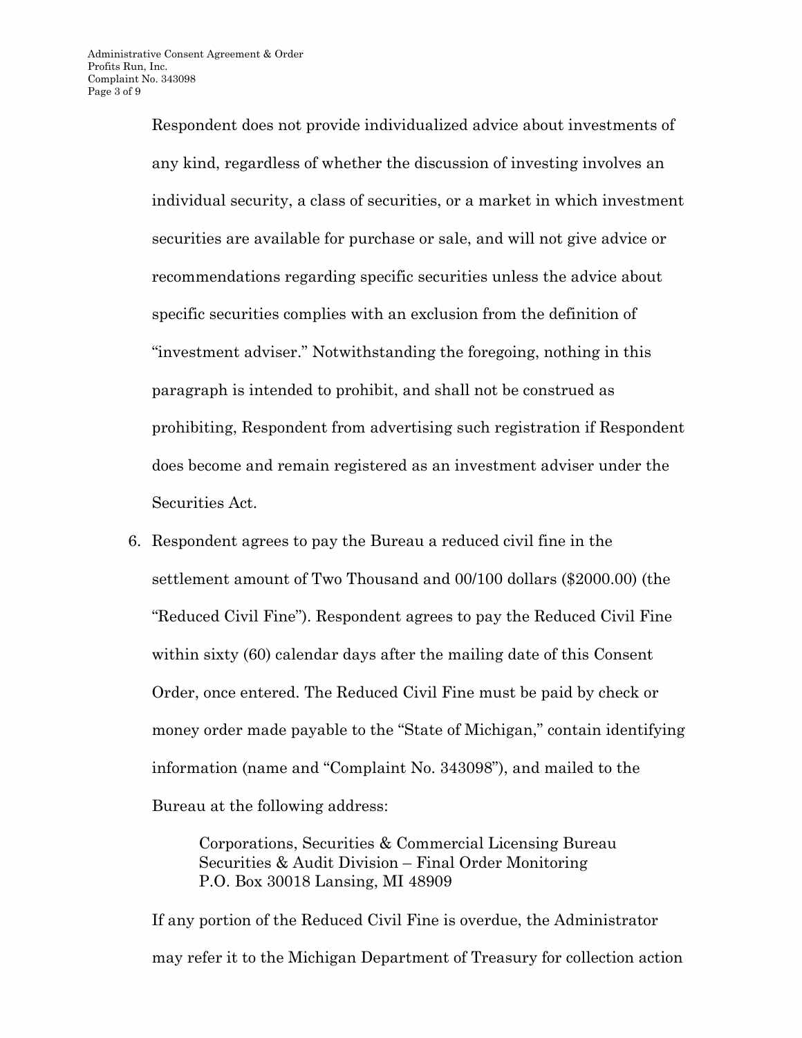Respondent does not provide individualized advice about investments of any kind, regardless of whether the discussion of investing involves an individual security, a class of securities, or a market in which investment securities are available for purchase or sale, and will not give advice or recommendations regarding specific securities unless the advice about specific securities complies with an exclusion from the definition of "investment adviser." Notwithstanding the foregoing, nothing in this paragraph is intended to prohibit, and shall not be construed as prohibiting, Respondent from advertising such registration if Respondent does become and remain registered as an investment adviser under the Securities Act.

6. Respondent agrees to pay the Bureau a reduced civil fine in the settlement amount of Two Thousand and 00/100 dollars ($2000.00) (the "Reduced Civil Fine"). Respondent agrees to pay the Reduced Civil Fine within sixty (60) calendar days after the mailing date of this Consent Order, once entered. The Reduced Civil Fine must be paid by check or money order made payable to the "State of Michigan," contain identifying information (name and "Complaint No. 343098"), and mailed to the Bureau at the following address:

   Corporations, Securities & Commercial Licensing Bureau
   Securities & Audit Division – Final Order Monitoring
   P.O. Box 30018 Lansing, MI 48909

   If any portion of the Reduced Civil Fine is overdue, the Administrator may refer it to the Michigan Department of Treasury for collection action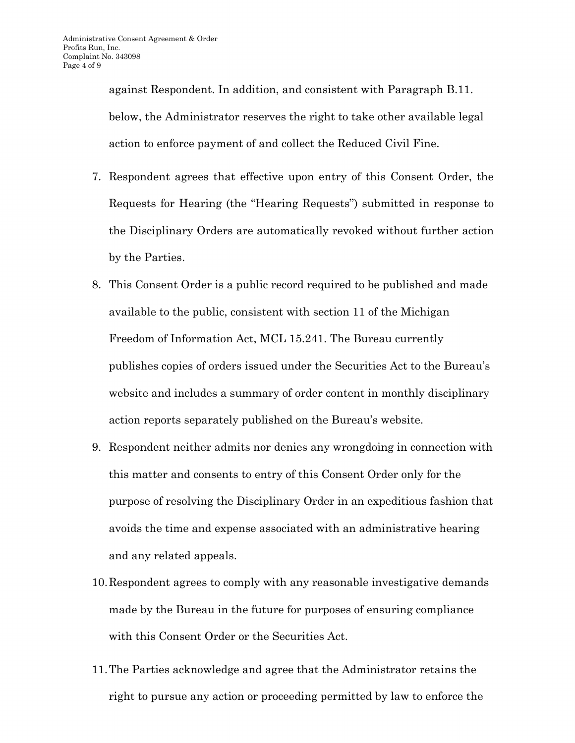against Respondent. In addition, and consistent with Paragraph B.11. below, the Administrator reserves the right to take other available legal action to enforce payment of and collect the Reduced Civil Fine.

7. Respondent agrees that effective upon entry of this Consent Order, the Requests for Hearing (the "Hearing Requests") submitted in response to the Disciplinary Orders are automatically revoked without further action by the Parties.
8. This Consent Order is a public record required to be published and made available to the public, consistent with section 11 of the Michigan Freedom of Information Act, MCL 15.241. The Bureau currently publishes copies of orders issued under the Securities Act to the Bureau's website and includes a summary of order content in monthly disciplinary action reports separately published on the Bureau's website.
9. Respondent neither admits nor denies any wrongdoing in connection with this matter and consents to entry of this Consent Order only for the purpose of resolving the Disciplinary Order in an expeditious fashion that avoids the time and expense associated with an administrative hearing and any related appeals.
10. Respondent agrees to comply with any reasonable investigative demands made by the Bureau in the future for purposes of ensuring compliance with this Consent Order or the Securities Act.
11. The Parties acknowledge and agree that the Administrator retains the right to pursue any action or proceeding permitted by law to enforce the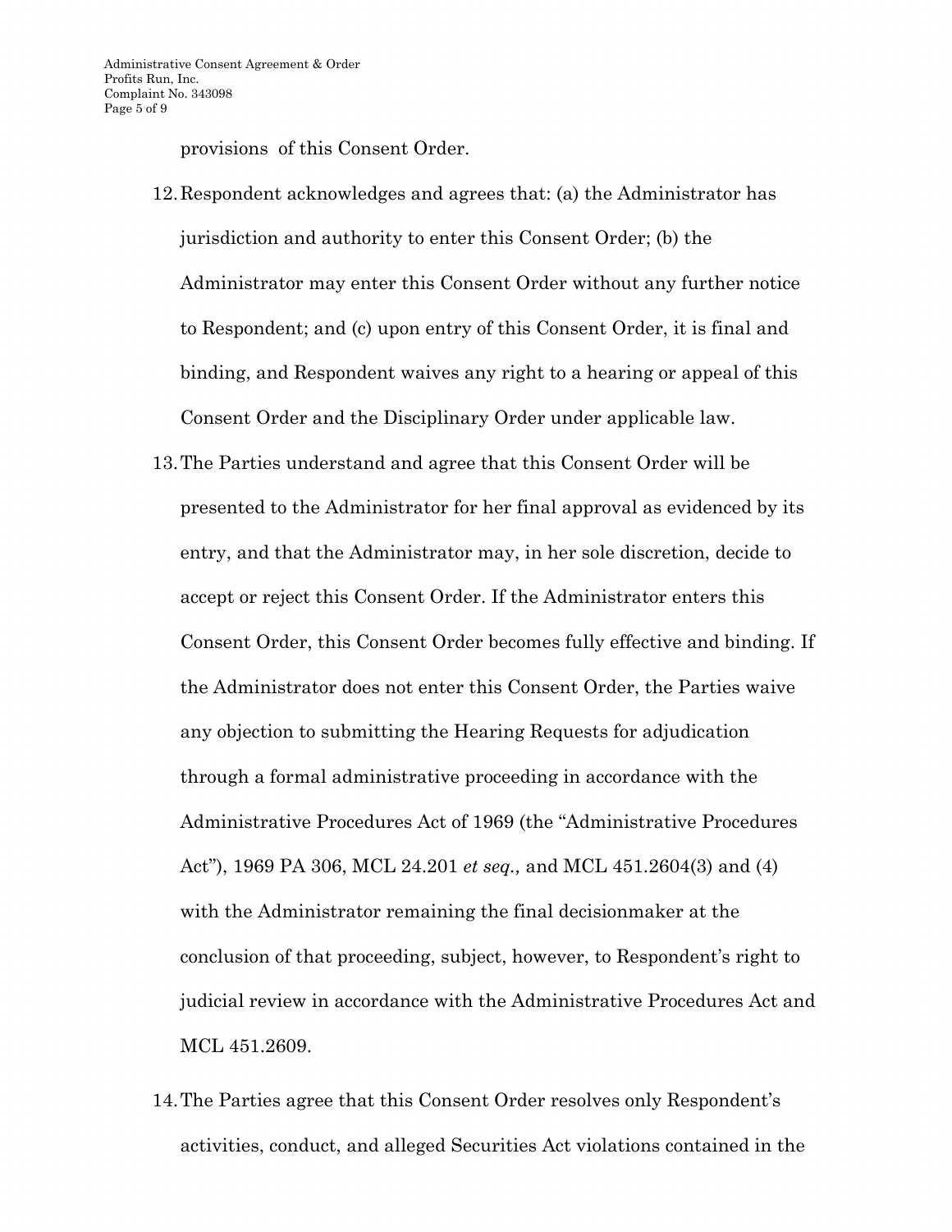provisions of this Consent Order.

12. Respondent acknowledges and agrees that: (a) the Administrator has jurisdiction and authority to enter this Consent Order; (b) the Administrator may enter this Consent Order without any further notice to Respondent; and (c) upon entry of this Consent Order, it is final and binding, and Respondent waives any right to a hearing or appeal of this Consent Order and the Disciplinary Order under applicable law.

13. The Parties understand and agree that this Consent Order will be presented to the Administrator for her final approval as evidenced by its entry, and that the Administrator may, in her sole discretion, decide to accept or reject this Consent Order. If the Administrator enters this Consent Order, this Consent Order becomes fully effective and binding. If the Administrator does not enter this Consent Order, the Parties waive any objection to submitting the Hearing Requests for adjudication through a formal administrative proceeding in accordance with the Administrative Procedures Act of 1969 (the "Administrative Procedures Act"), 1969 PA 306, MCL 24.201 *et seq.,* and MCL 451.2604(3) and (4) with the Administrator remaining the final decisionmaker at the conclusion of that proceeding, subject, however, to Respondent's right to judicial review in accordance with the Administrative Procedures Act and MCL 451.2609.

14. The Parties agree that this Consent Order resolves only Respondent's activities, conduct, and alleged Securities Act violations contained in the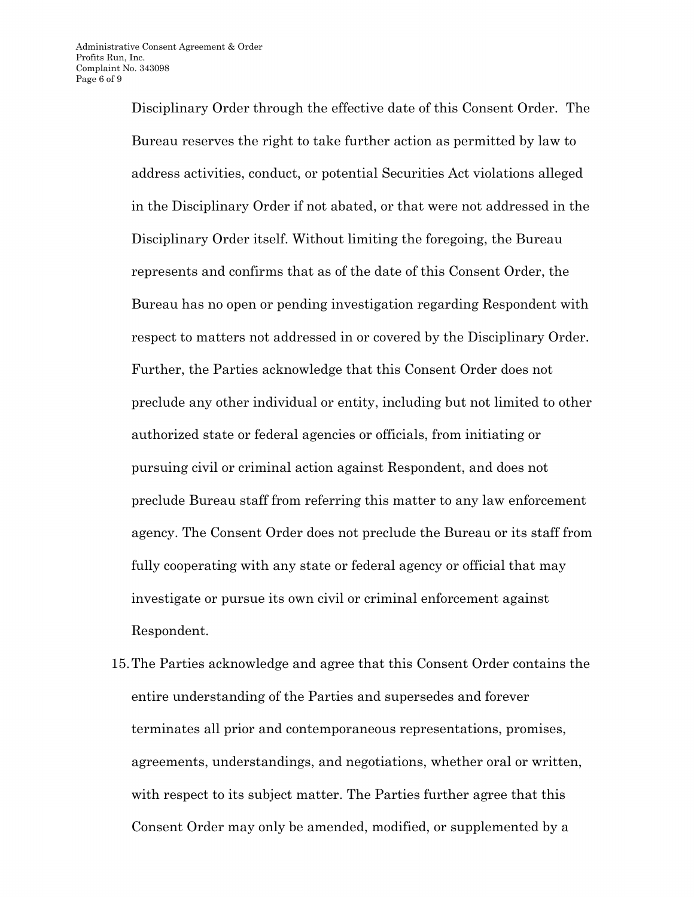Disciplinary Order through the effective date of this Consent Order. The Bureau reserves the right to take further action as permitted by law to address activities, conduct, or potential Securities Act violations alleged in the Disciplinary Order if not abated, or that were not addressed in the Disciplinary Order itself. Without limiting the foregoing, the Bureau represents and confirms that as of the date of this Consent Order, the Bureau has no open or pending investigation regarding Respondent with respect to matters not addressed in or covered by the Disciplinary Order. Further, the Parties acknowledge that this Consent Order does not preclude any other individual or entity, including but not limited to other authorized state or federal agencies or officials, from initiating or pursuing civil or criminal action against Respondent, and does not preclude Bureau staff from referring this matter to any law enforcement agency. The Consent Order does not preclude the Bureau or its staff from fully cooperating with any state or federal agency or official that may investigate or pursue its own civil or criminal enforcement against Respondent.

15. The Parties acknowledge and agree that this Consent Order contains the entire understanding of the Parties and supersedes and forever terminates all prior and contemporaneous representations, promises, agreements, understandings, and negotiations, whether oral or written, with respect to its subject matter. The Parties further agree that this Consent Order may only be amended, modified, or supplemented by a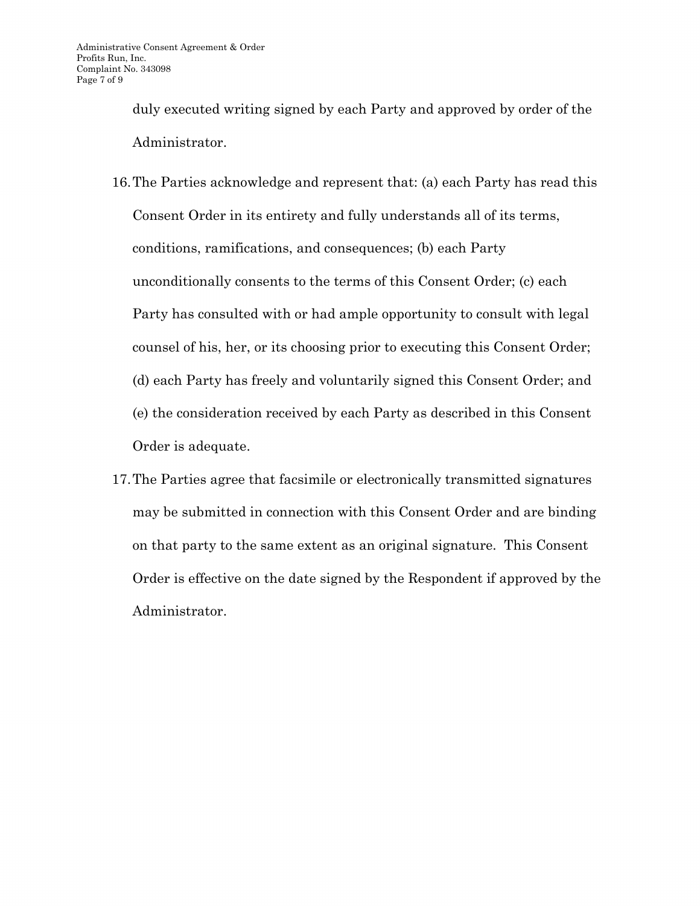duly executed writing signed by each Party and approved by order of the Administrator.

16. The Parties acknowledge and represent that: (a) each Party has read this Consent Order in its entirety and fully understands all of its terms, conditions, ramifications, and consequences; (b) each Party unconditionally consents to the terms of this Consent Order; (c) each Party has consulted with or had ample opportunity to consult with legal counsel of his, her, or its choosing prior to executing this Consent Order; (d) each Party has freely and voluntarily signed this Consent Order; and (e) the consideration received by each Party as described in this Consent Order is adequate.

17. The Parties agree that facsimile or electronically transmitted signatures may be submitted in connection with this Consent Order and are binding on that party to the same extent as an original signature. This Consent Order is effective on the date signed by the Respondent if approved by the Administrator.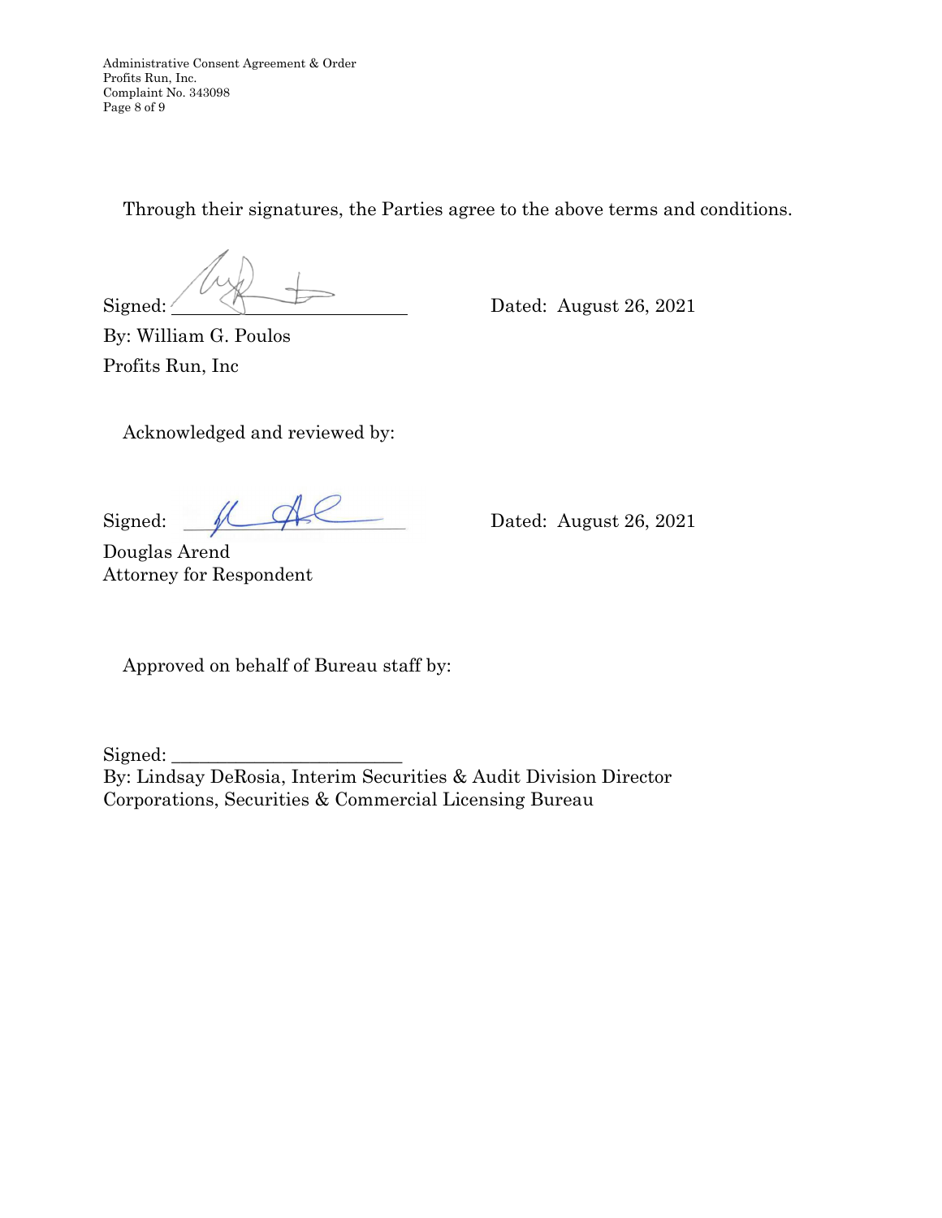Through their signatures, the Parties agree to the above terms and conditions.

Signed: \_\_\_\_\_\_\_\_\_\_\_\_\_\_\_\_\_\_\_\_\_\_\_\_ Dated: August 26, 2021

By: William G. Poulos

Profits Run, Inc

Acknowledged and reviewed by:

Signed: \_\_\_\_\_\_\_\_\_\_\_\_\_\_\_\_\_\_\_\_\_\_\_\_ Dated: August 26, 2021

Douglas Arend

Attorney for Respondent

Approved on behalf of Bureau staff by:

Signed: \_\_\_\_\_\_\_\_\_\_\_\_\_\_\_\_\_\_\_\_\_\_\_\_

By: Lindsay DeRosia, Interim Securities & Audit Division Director

Corporations, Securities & Commercial Licensing Bureau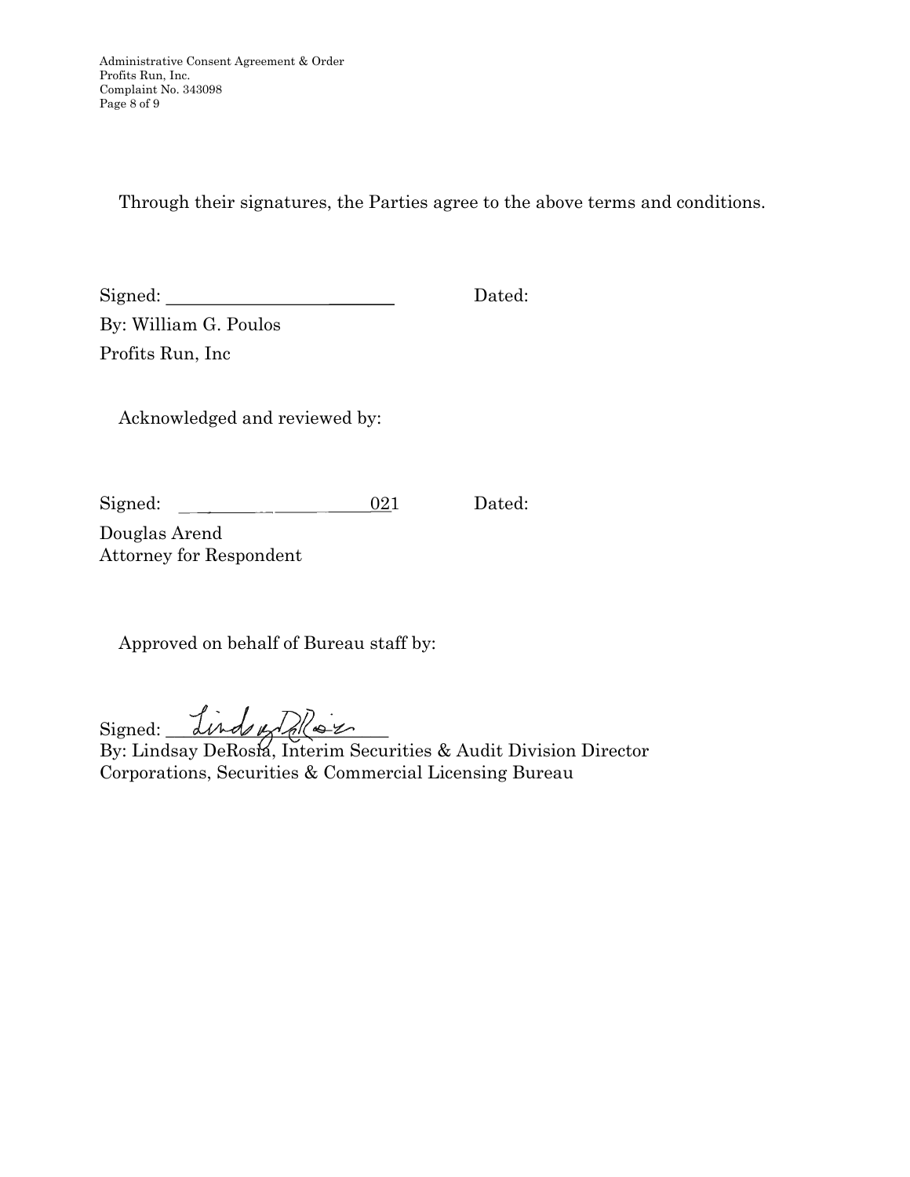Through their signatures, the Parties agree to the above terms and conditions.

Signed: ________________________ Dated:

By: William G. Poulos

Profits Run, Inc

Acknowledged and reviewed by:

Signed: ______________________021 Dated:

Douglas Arend

Attorney for Respondent

Approved on behalf of Bureau staff by:

Signed: ________________________

By: Lindsay DeRosia, Interim Securities & Audit Division Director

Corporations, Securities & Commercial Licensing Bureau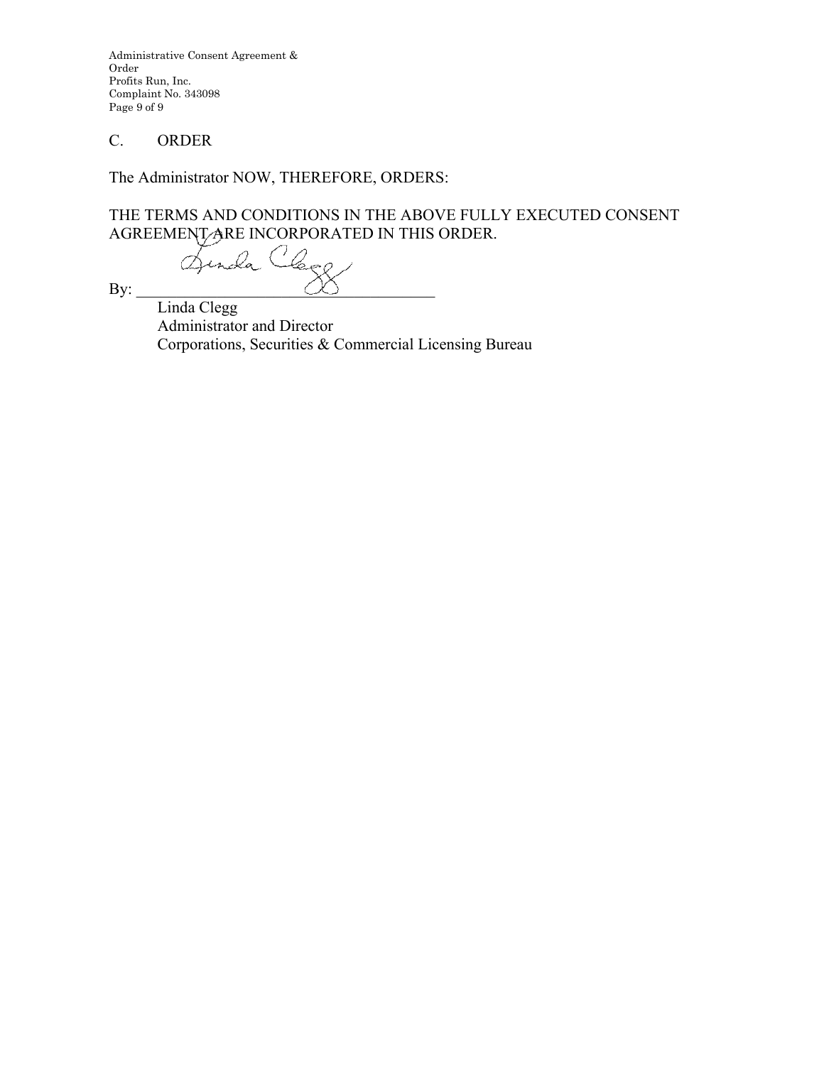## C. ORDER

The Administrator NOW, THEREFORE, ORDERS:

THE TERMS AND CONDITIONS IN THE ABOVE FULLY EXECUTED CONSENT AGREEMENT ARE INCORPORATED IN THIS ORDER.

By: ______________________________

Linda Clegg
Administrator and Director
Corporations, Securities & Commercial Licensing Bureau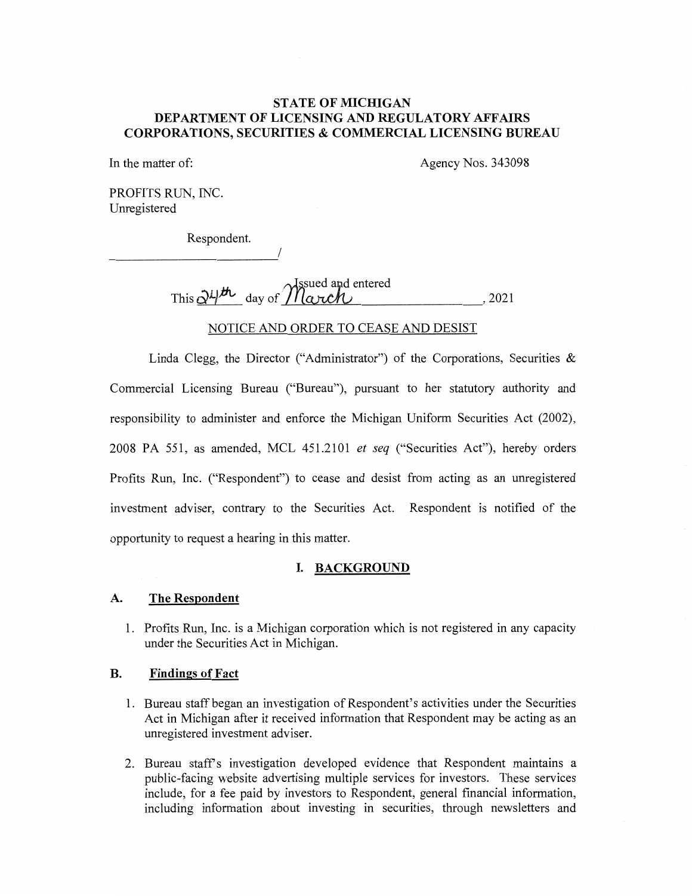**STATE OF MICHIGAN**
**DEPARTMENT OF LICENSING AND REGULATORY AFFAIRS**
**CORPORATIONS, SECURITIES & COMMERCIAL LICENSING BUREAU**

In the matter of: Agency Nos. 343098

PROFITS RUN, INC.
Unregistered

Respondent.
_________________________/

Issued and entered
This 24th day of March, 2021

NOTICE AND ORDER TO CEASE AND DESIST

Linda Clegg, the Director ("Administrator") of the Corporations, Securities & Commercial Licensing Bureau ("Bureau"), pursuant to her statutory authority and responsibility to administer and enforce the Michigan Uniform Securities Act (2002), 2008 PA 551, as amended, MCL 451.2101 *et seq* ("Securities Act"), hereby orders Profits Run, Inc. ("Respondent") to cease and desist from acting as an unregistered investment adviser, contrary to the Securities Act. Respondent is notified of the opportunity to request a hearing in this matter.

## I. BACKGROUND

### A. The Respondent

1. Profits Run, Inc. is a Michigan corporation which is not registered in any capacity under the Securities Act in Michigan.

### B. Findings of Fact

1. Bureau staff began an investigation of Respondent's activities under the Securities Act in Michigan after it received information that Respondent may be acting as an unregistered investment adviser.

2. Bureau staff's investigation developed evidence that Respondent maintains a public-facing website advertising multiple services for investors. These services include, for a fee paid by investors to Respondent, general financial information, including information about investing in securities, through newsletters and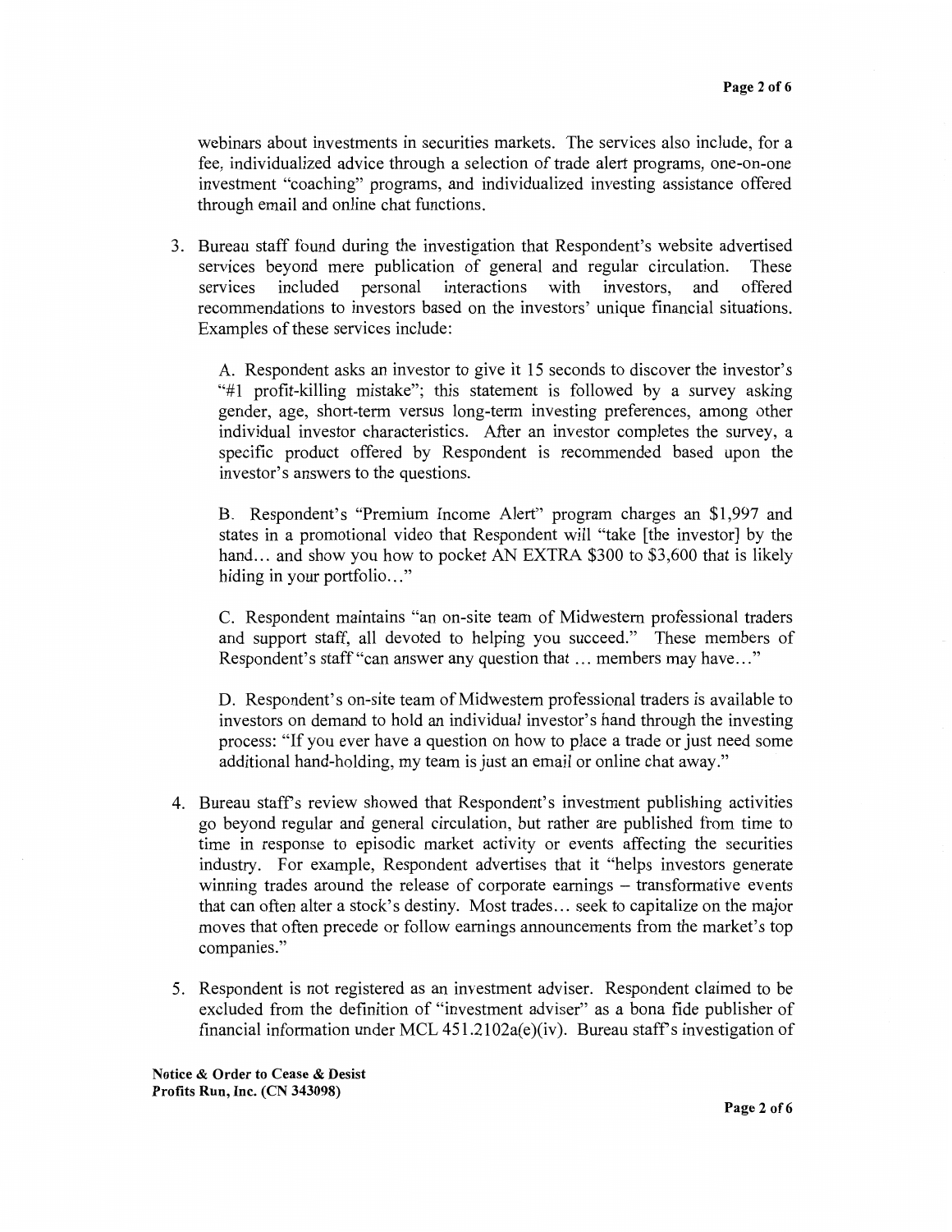webinars about investments in securities markets. The services also include, for a fee, individualized advice through a selection of trade alert programs, one-on-one investment "coaching" programs, and individualized investing assistance offered through email and online chat functions.

3. Bureau staff found during the investigation that Respondent's website advertised services beyond mere publication of general and regular circulation. These services included personal interactions with investors, and offered recommendations to investors based on the investors' unique financial situations. Examples of these services include:

   A. Respondent asks an investor to give it 15 seconds to discover the investor's "#1 profit-killing mistake"; this statement is followed by a survey asking gender, age, short-term versus long-term investing preferences, among other individual investor characteristics. After an investor completes the survey, a specific product offered by Respondent is recommended based upon the investor's answers to the questions.

   B. Respondent's "Premium Income Alert" program charges an $1,997 and states in a promotional video that Respondent will "take [the investor] by the hand… and show you how to pocket AN EXTRA $300 to $3,600 that is likely hiding in your portfolio…"

   C. Respondent maintains "an on-site team of Midwestern professional traders and support staff, all devoted to helping you succeed." These members of Respondent's staff "can answer any question that … members may have…"

   D. Respondent's on-site team of Midwestern professional traders is available to investors on demand to hold an individual investor's hand through the investing process: "If you ever have a question on how to place a trade or just need some additional hand-holding, my team is just an email or online chat away."

4. Bureau staff's review showed that Respondent's investment publishing activities go beyond regular and general circulation, but rather are published from time to time in response to episodic market activity or events affecting the securities industry. For example, Respondent advertises that it "helps investors generate winning trades around the release of corporate earnings – transformative events that can often alter a stock's destiny. Most trades… seek to capitalize on the major moves that often precede or follow earnings announcements from the market's top companies."

5. Respondent is not registered as an investment adviser. Respondent claimed to be excluded from the definition of "investment adviser" as a bona fide publisher of financial information under MCL 451.2102a(e)(iv). Bureau staff's investigation of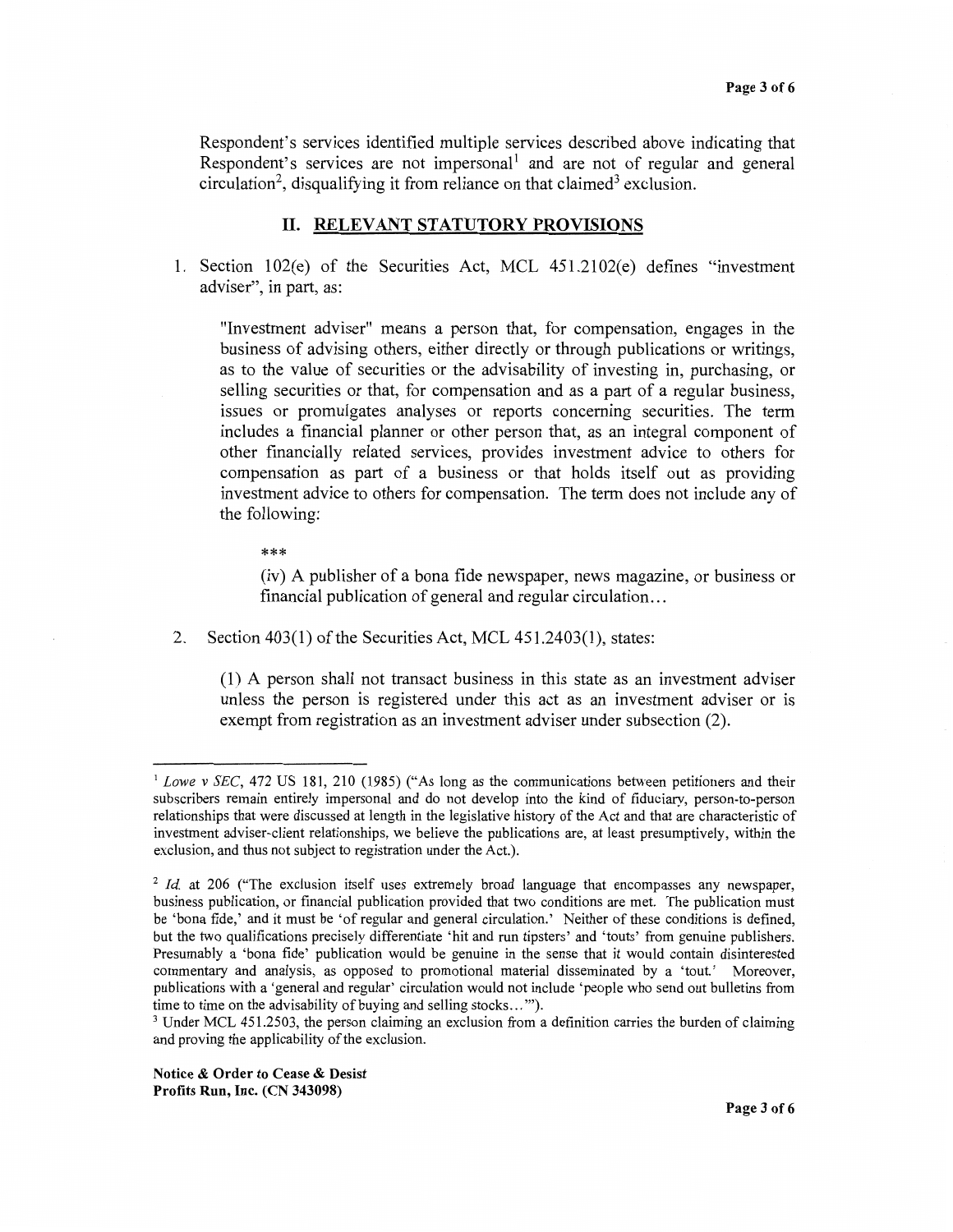Respondent's services identified multiple services described above indicating that Respondent's services are not impersonal[1] and are not of regular and general circulation[2], disqualifying it from reliance on that claimed[3] exclusion.

## II. RELEVANT STATUTORY PROVISIONS

1. Section 102(e) of the Securities Act, MCL 451.2102(e) defines "investment adviser", in part, as:

   "Investment adviser" means a person that, for compensation, engages in the business of advising others, either directly or through publications or writings, as to the value of securities or the advisability of investing in, purchasing, or selling securities or that, for compensation and as a part of a regular business, issues or promulgates analyses or reports concerning securities. The term includes a financial planner or other person that, as an integral component of other financially related services, provides investment advice to others for compensation as part of a business or that holds itself out as providing investment advice to others for compensation. The term does not include any of the following:

   ***

   (iv) A publisher of a bona fide newspaper, news magazine, or business or financial publication of general and regular circulation...

2. Section 403(1) of the Securities Act, MCL 451.2403(1), states:

   (1) A person shall not transact business in this state as an investment adviser unless the person is registered under this act as an investment adviser or is exempt from registration as an investment adviser under subsection (2).

---

[1] *Lowe v SEC*, 472 US 181, 210 (1985) ("As long as the communications between petitioners and their subscribers remain entirely impersonal and do not develop into the kind of fiduciary, person-to-person relationships that were discussed at length in the legislative history of the Act and that are characteristic of investment adviser-client relationships, we believe the publications are, at least presumptively, within the exclusion, and thus not subject to registration under the Act.).

[2] *Id.* at 206 ("The exclusion itself uses extremely broad language that encompasses any newspaper, business publication, or financial publication provided that two conditions are met. The publication must be 'bona fide,' and it must be 'of regular and general circulation.' Neither of these conditions is defined, but the two qualifications precisely differentiate 'hit and run tipsters' and 'touts' from genuine publishers. Presumably a 'bona fide' publication would be genuine in the sense that it would contain disinterested commentary and analysis, as opposed to promotional material disseminated by a 'tout.' Moreover, publications with a 'general and regular' circulation would not include 'people who send out bulletins from time to time on the advisability of buying and selling stocks...'").

[3] Under MCL 451.2503, the person claiming an exclusion from a definition carries the burden of claiming and proving the applicability of the exclusion.

**Notice & Order to Cease & Desist**
**Profits Run, Inc. (CN 343098)**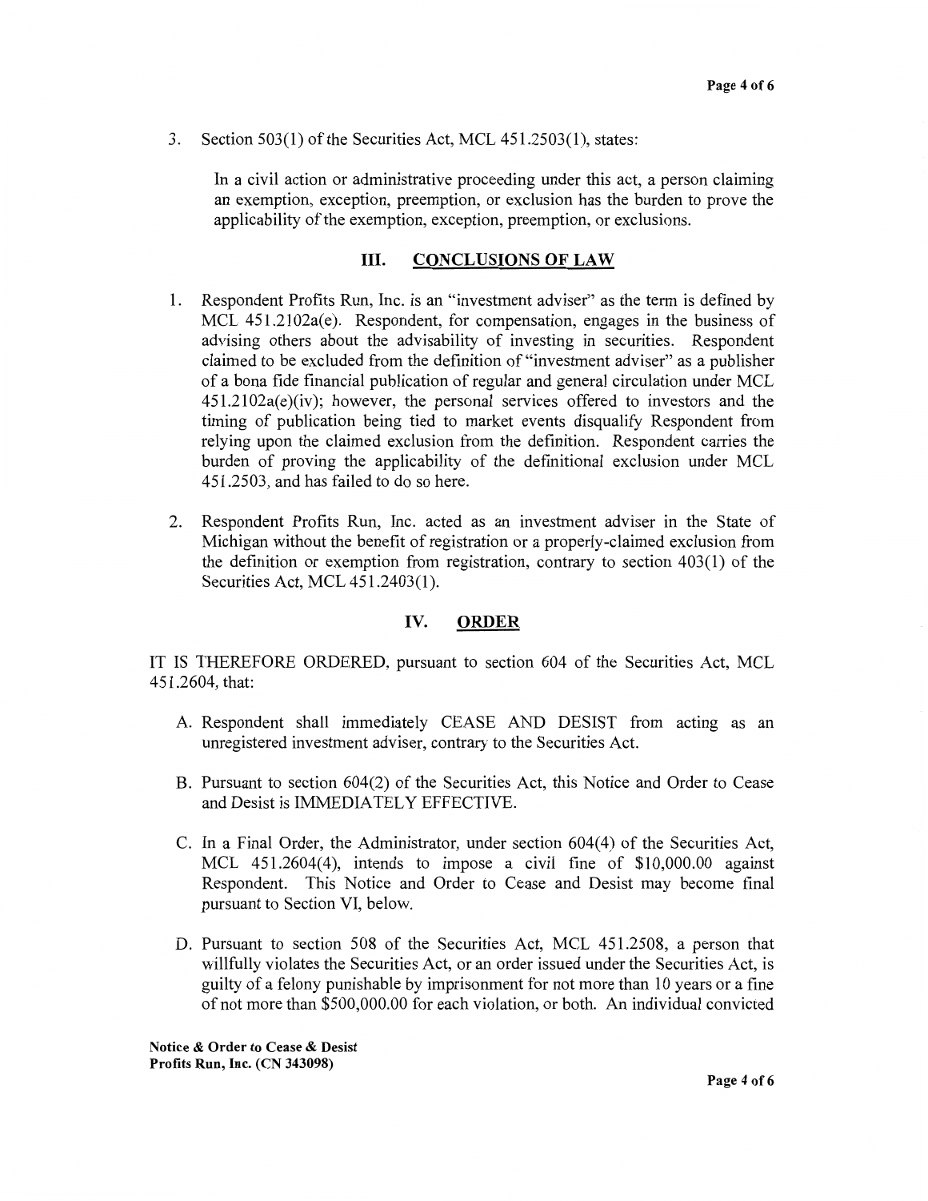3. Section 503(1) of the Securities Act, MCL 451.2503(1), states:

   In a civil action or administrative proceeding under this act, a person claiming an exemption, exception, preemption, or exclusion has the burden to prove the applicability of the exemption, exception, preemption, or exclusions.

## III. CONCLUSIONS OF LAW

1. Respondent Profits Run, Inc. is an "investment adviser" as the term is defined by MCL 451.2102a(e). Respondent, for compensation, engages in the business of advising others about the advisability of investing in securities. Respondent claimed to be excluded from the definition of "investment adviser" as a publisher of a bona fide financial publication of regular and general circulation under MCL 451.2102a(e)(iv); however, the personal services offered to investors and the timing of publication being tied to market events disqualify Respondent from relying upon the claimed exclusion from the definition. Respondent carries the burden of proving the applicability of the definitional exclusion under MCL 451.2503, and has failed to do so here.

2. Respondent Profits Run, Inc. acted as an investment adviser in the State of Michigan without the benefit of registration or a properly-claimed exclusion from the definition or exemption from registration, contrary to section 403(1) of the Securities Act, MCL 451.2403(1).

## IV. ORDER

IT IS THEREFORE ORDERED, pursuant to section 604 of the Securities Act, MCL 451.2604, that:

A. Respondent shall immediately CEASE AND DESIST from acting as an unregistered investment adviser, contrary to the Securities Act.

B. Pursuant to section 604(2) of the Securities Act, this Notice and Order to Cease and Desist is IMMEDIATELY EFFECTIVE.

C. In a Final Order, the Administrator, under section 604(4) of the Securities Act, MCL 451.2604(4), intends to impose a civil fine of $10,000.00 against Respondent. This Notice and Order to Cease and Desist may become final pursuant to Section VI, below.

D. Pursuant to section 508 of the Securities Act, MCL 451.2508, a person that willfully violates the Securities Act, or an order issued under the Securities Act, is guilty of a felony punishable by imprisonment for not more than 10 years or a fine of not more than $500,000.00 for each violation, or both. An individual convicted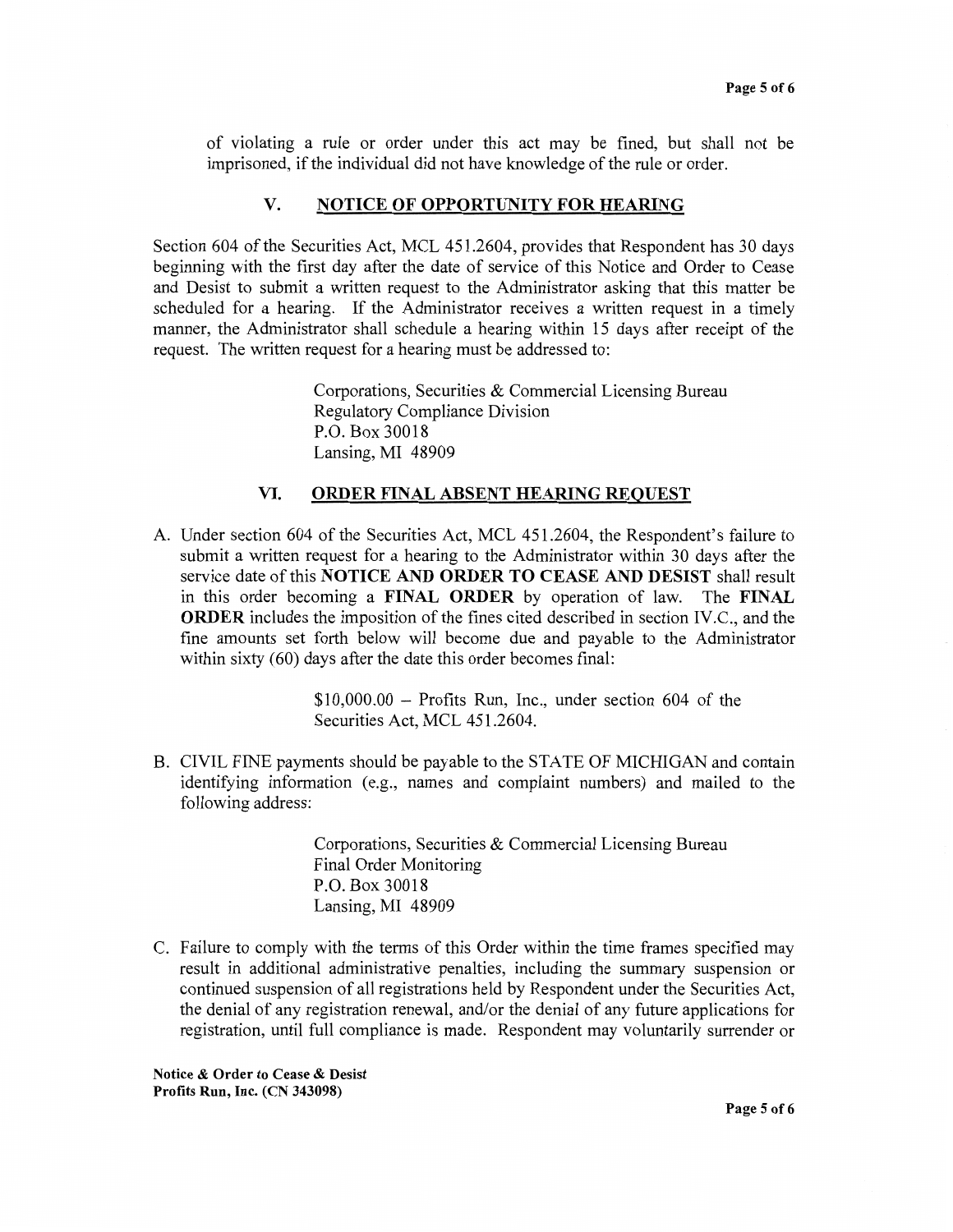of violating a rule or order under this act may be fined, but shall not be imprisoned, if the individual did not have knowledge of the rule or order.

## V. NOTICE OF OPPORTUNITY FOR HEARING

Section 604 of the Securities Act, MCL 451.2604, provides that Respondent has 30 days beginning with the first day after the date of service of this Notice and Order to Cease and Desist to submit a written request to the Administrator asking that this matter be scheduled for a hearing. If the Administrator receives a written request in a timely manner, the Administrator shall schedule a hearing within 15 days after receipt of the request. The written request for a hearing must be addressed to:

> Corporations, Securities & Commercial Licensing Bureau
> Regulatory Compliance Division
> P.O. Box 30018
> Lansing, MI 48909

## VI. ORDER FINAL ABSENT HEARING REQUEST

A. Under section 604 of the Securities Act, MCL 451.2604, the Respondent's failure to submit a written request for a hearing to the Administrator within 30 days after the service date of this **NOTICE AND ORDER TO CEASE AND DESIST** shall result in this order becoming a **FINAL ORDER** by operation of law. The **FINAL ORDER** includes the imposition of the fines cited described in section IV.C., and the fine amounts set forth below will become due and payable to the Administrator within sixty (60) days after the date this order becomes final:

> $10,000.00 – Profits Run, Inc., under section 604 of the Securities Act, MCL 451.2604.

B. CIVIL FINE payments should be payable to the STATE OF MICHIGAN and contain identifying information (e.g., names and complaint numbers) and mailed to the following address:

> Corporations, Securities & Commercial Licensing Bureau
> Final Order Monitoring
> P.O. Box 30018
> Lansing, MI 48909

C. Failure to comply with the terms of this Order within the time frames specified may result in additional administrative penalties, including the summary suspension or continued suspension of all registrations held by Respondent under the Securities Act, the denial of any registration renewal, and/or the denial of any future applications for registration, until full compliance is made. Respondent may voluntarily surrender or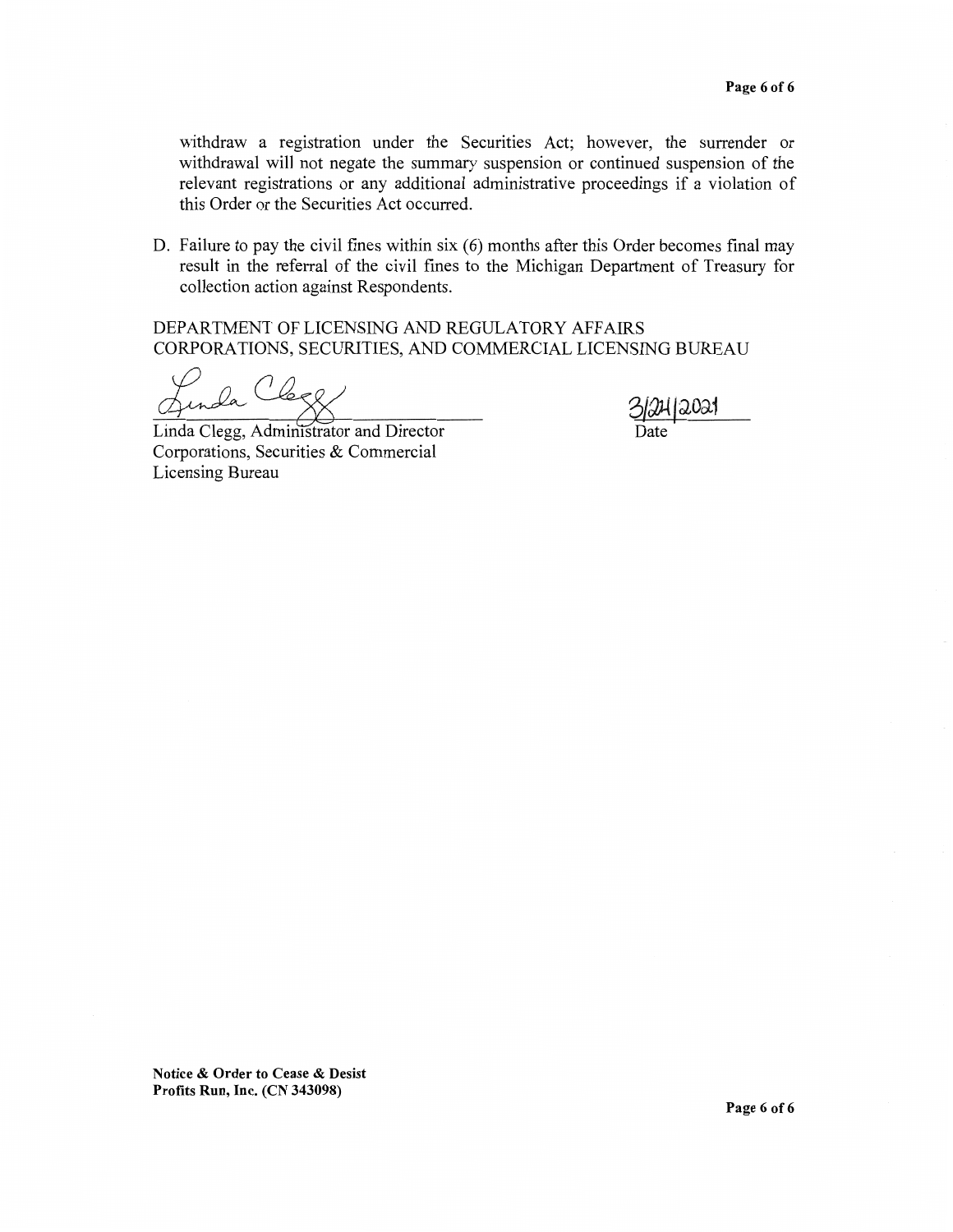withdraw a registration under the Securities Act; however, the surrender or withdrawal will not negate the summary suspension or continued suspension of the relevant registrations or any additional administrative proceedings if a violation of this Order or the Securities Act occurred.

D. Failure to pay the civil fines within six (6) months after this Order becomes final may result in the referral of the civil fines to the Michigan Department of Treasury for collection action against Respondents.

DEPARTMENT OF LICENSING AND REGULATORY AFFAIRS
CORPORATIONS, SECURITIES, AND COMMERCIAL LICENSING BUREAU

Linda Clegg

Linda Clegg, Administrator and Director
Corporations, Securities & Commercial
Licensing Bureau

3/24/2021
Date

**Notice & Order to Cease & Desist**
**Profits Run, Inc. (CN 343098)**